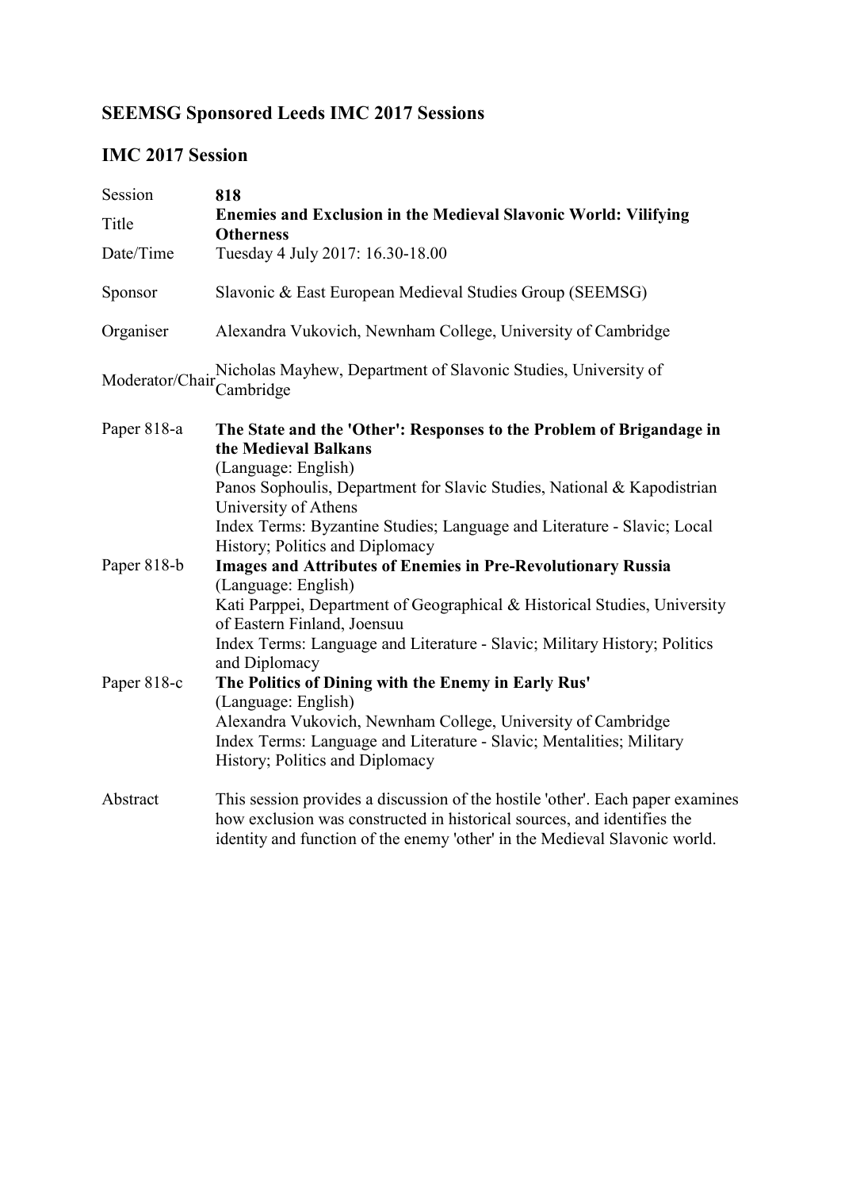# SEEMSG Sponsored Leeds IMC 2017 Sessions

## IMC 2017 Session

| | |
|---|---|
| Session | **818** |
| Title | **Enemies and Exclusion in the Medieval Slavonic World: Vilifying Otherness** |
| Date/Time | Tuesday 4 July 2017: 16.30-18.00 |
| Sponsor | Slavonic & East European Medieval Studies Group (SEEMSG) |
| Organiser | Alexandra Vukovich, Newnham College, University of Cambridge |
| Moderator/Chair | Nicholas Mayhew, Department of Slavonic Studies, University of Cambridge |
| Paper 818-a | **The State and the 'Other': Responses to the Problem of Brigandage in the Medieval Balkans**<br>(Language: English)<br>Panos Sophoulis, Department for Slavic Studies, National & Kapodistrian University of Athens<br>Index Terms: Byzantine Studies; Language and Literature - Slavic; Local History; Politics and Diplomacy |
| Paper 818-b | **Images and Attributes of Enemies in Pre-Revolutionary Russia**<br>(Language: English)<br>Kati Parppei, Department of Geographical & Historical Studies, University of Eastern Finland, Joensuu<br>Index Terms: Language and Literature - Slavic; Military History; Politics and Diplomacy |
| Paper 818-c | **The Politics of Dining with the Enemy in Early Rus'**<br>(Language: English)<br>Alexandra Vukovich, Newnham College, University of Cambridge<br>Index Terms: Language and Literature - Slavic; Mentalities; Military History; Politics and Diplomacy |
| Abstract | This session provides a discussion of the hostile 'other'. Each paper examines how exclusion was constructed in historical sources, and identifies the identity and function of the enemy 'other' in the Medieval Slavonic world. |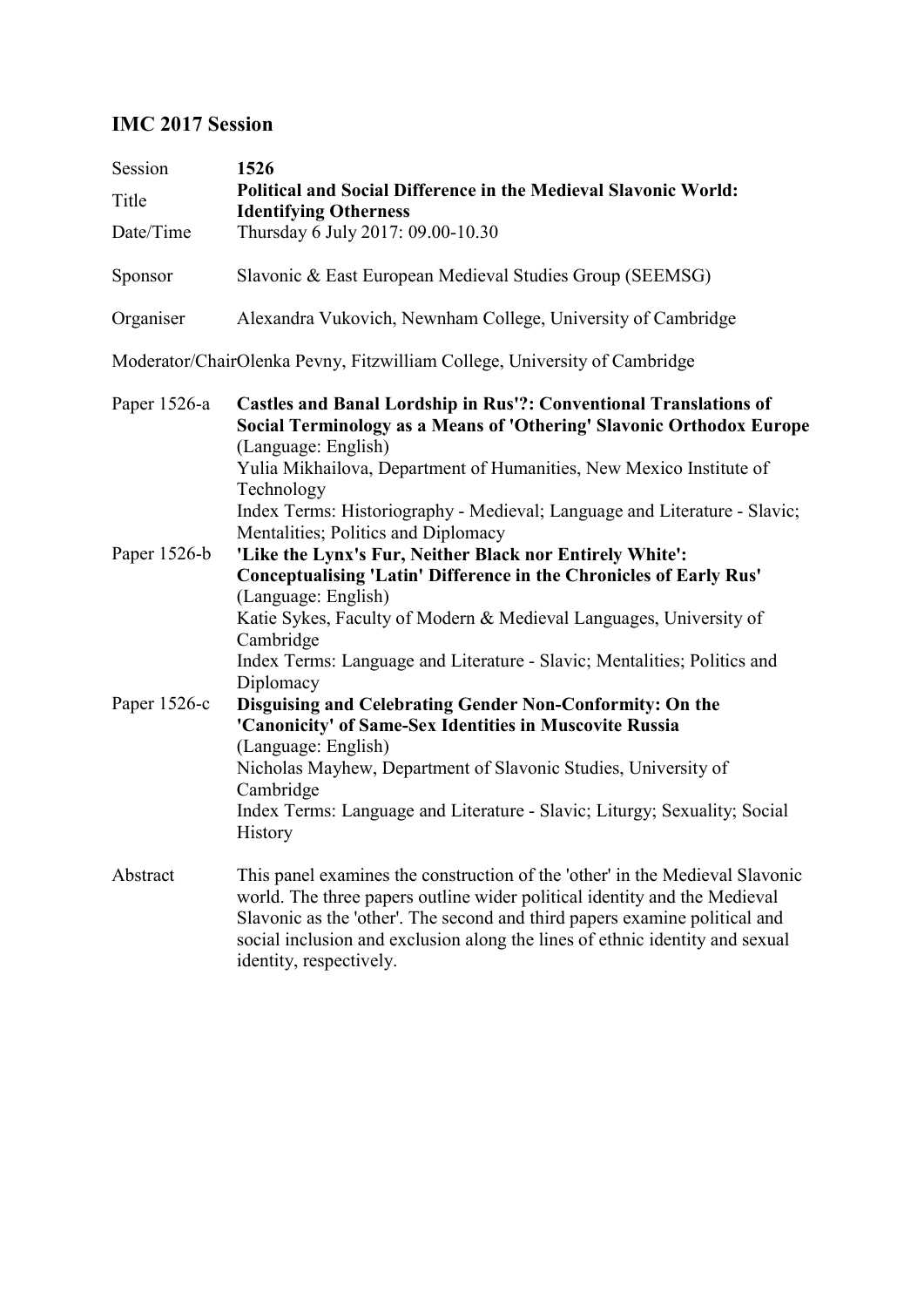## IMC 2017 Session

| | |
|---|---|
| Session | **1526** |
| Title | **Political and Social Difference in the Medieval Slavonic World: Identifying Otherness** |
| Date/Time | Thursday 6 July 2017: 09.00-10.30 |
| Sponsor | Slavonic & East European Medieval Studies Group (SEEMSG) |
| Organiser | Alexandra Vukovich, Newnham College, University of Cambridge |
| Moderator/Chair | Olenka Pevny, Fitzwilliam College, University of Cambridge |

**Paper 1526-a**
**Castles and Banal Lordship in Rus'?: Conventional Translations of Social Terminology as a Means of 'Othering' Slavonic Orthodox Europe**
(Language: English)
Yulia Mikhailova, Department of Humanities, New Mexico Institute of Technology
Index Terms: Historiography - Medieval; Language and Literature - Slavic; Mentalities; Politics and Diplomacy

**Paper 1526-b**
**'Like the Lynx's Fur, Neither Black nor Entirely White': Conceptualising 'Latin' Difference in the Chronicles of Early Rus'**
(Language: English)
Katie Sykes, Faculty of Modern & Medieval Languages, University of Cambridge
Index Terms: Language and Literature - Slavic; Mentalities; Politics and Diplomacy

**Paper 1526-c**
**Disguising and Celebrating Gender Non-Conformity: On the 'Canonicity' of Same-Sex Identities in Muscovite Russia**
(Language: English)
Nicholas Mayhew, Department of Slavonic Studies, University of Cambridge
Index Terms: Language and Literature - Slavic; Liturgy; Sexuality; Social History

**Abstract**
This panel examines the construction of the 'other' in the Medieval Slavonic world. The three papers outline wider political identity and the Medieval Slavonic as the 'other'. The second and third papers examine political and social inclusion and exclusion along the lines of ethnic identity and sexual identity, respectively.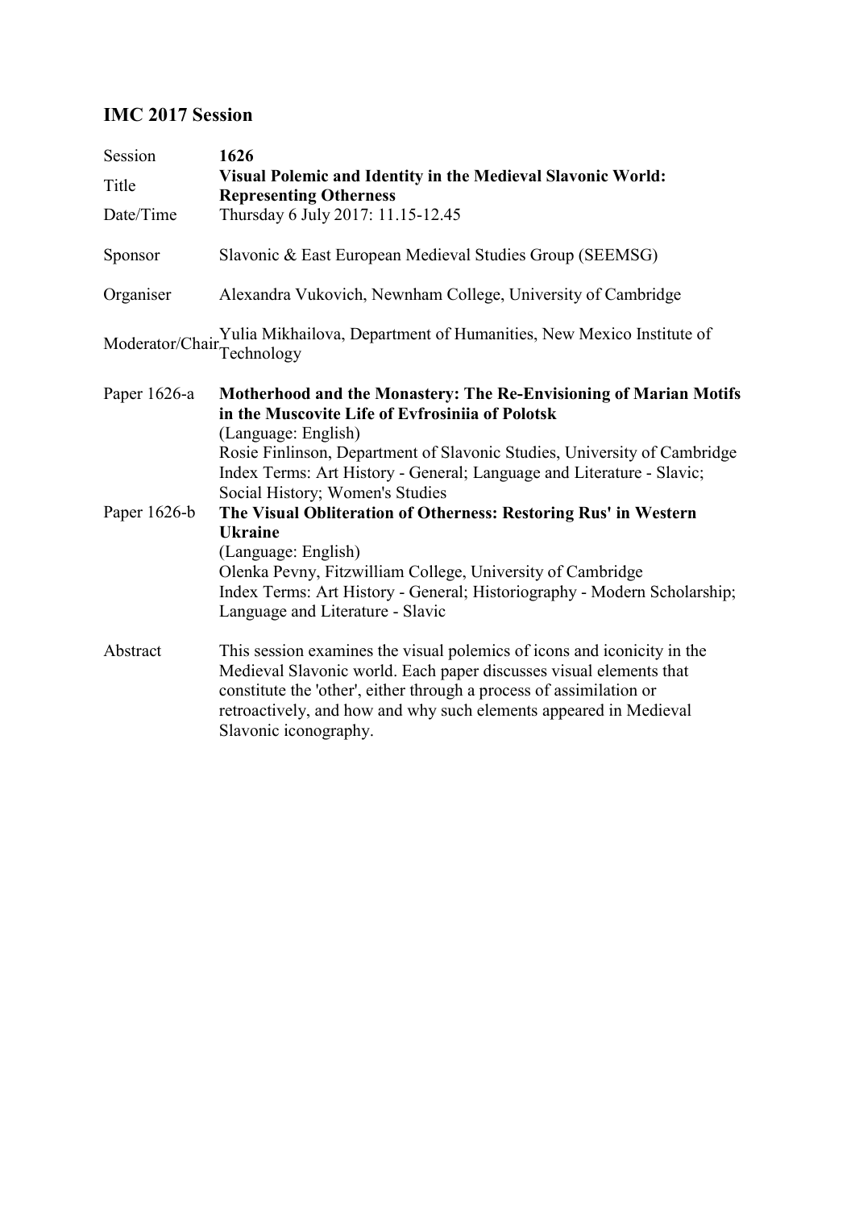## IMC 2017 Session

| | |
|---|---|
| Session | **1626** |
| Title | **Visual Polemic and Identity in the Medieval Slavonic World: Representing Otherness** |
| Date/Time | Thursday 6 July 2017: 11.15-12.45 |
| Sponsor | Slavonic & East European Medieval Studies Group (SEEMSG) |
| Organiser | Alexandra Vukovich, Newnham College, University of Cambridge |
| Moderator/Chair | Yulia Mikhailova, Department of Humanities, New Mexico Institute of Technology |
| Paper 1626-a | **Motherhood and the Monastery: The Re-Envisioning of Marian Motifs in the Muscovite Life of Evfrosiniia of Polotsk**<br>(Language: English)<br>Rosie Finlinson, Department of Slavonic Studies, University of Cambridge<br>Index Terms: Art History - General; Language and Literature - Slavic; Social History; Women's Studies |
| Paper 1626-b | **The Visual Obliteration of Otherness: Restoring Rus' in Western Ukraine**<br>(Language: English)<br>Olenka Pevny, Fitzwilliam College, University of Cambridge<br>Index Terms: Art History - General; Historiography - Modern Scholarship; Language and Literature - Slavic |
| Abstract | This session examines the visual polemics of icons and iconicity in the Medieval Slavonic world. Each paper discusses visual elements that constitute the 'other', either through a process of assimilation or retroactively, and how and why such elements appeared in Medieval Slavonic iconography. |